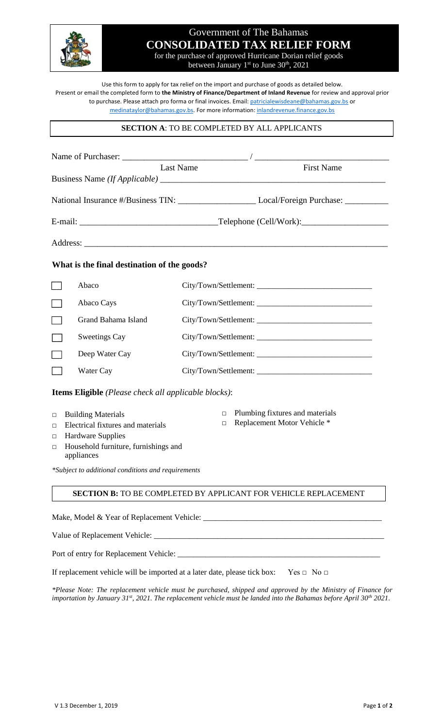# Government of The Bahamas

## CONSOLIDATED TAX RELIEF FORM

for the purchase of approved Hurricane Dorian relief goods between January 1st to June 30th, 2021

Use this form to apply for tax relief on the import and purchase of goods as detailed below. Present or email the completed form to **the Ministry of Finance/Department of Inland Revenue** for review and approval prior to purchase. Please attach pro forma or final invoices. Email: patricialewisdeane@bahamas.gov.bs or medinataylor@bahamas.gov.bs. For more information: inlandrevenue.finance.gov.bs

### SECTION A: TO BE COMPLETED BY ALL APPLICANTS

Name of Purchaser: ____________________________ / ______________________________
Last Name / First Name

Business Name *(If Applicable)* ______________________________________________________

National Insurance #/Business TIN: __________________ Local/Foreign Purchase: __________

E-mail: _______________________________ Telephone (Cell/Work):___________________

Address: _______________________________________________________________________

**What is the final destination of the goods?**

- ☐ Abaco — City/Town/Settlement: ____________________________
- ☐ Abaco Cays — City/Town/Settlement: ____________________________
- ☐ Grand Bahama Island — City/Town/Settlement: ____________________________
- ☐ Sweetings Cay — City/Town/Settlement: ____________________________
- ☐ Deep Water Cay — City/Town/Settlement: ____________________________
- ☐ Water Cay — City/Town/Settlement: ____________________________

**Items Eligible** *(Please check all applicable blocks)*:

- □ Building Materials
- □ Electrical fixtures and materials
- □ Hardware Supplies
- □ Household furniture, furnishings and appliances
- □ Plumbing fixtures and materials
- □ Replacement Motor Vehicle *

*\*Subject to additional conditions and requirements*

### SECTION B: TO BE COMPLETED BY APPLICANT FOR VEHICLE REPLACEMENT

Make, Model & Year of Replacement Vehicle: ____________________________________________

Value of Replacement Vehicle: __________________________________________________________

Port of entry for Replacement Vehicle: ___________________________________________________

If replacement vehicle will be imported at a later date, please tick box: Yes □ No □

*\*Please Note: The replacement vehicle must be purchased, shipped and approved by the Ministry of Finance for importation by January 31st, 2021. The replacement vehicle must be landed into the Bahamas before April 30th 2021.*

V 1.3 December 1, 2019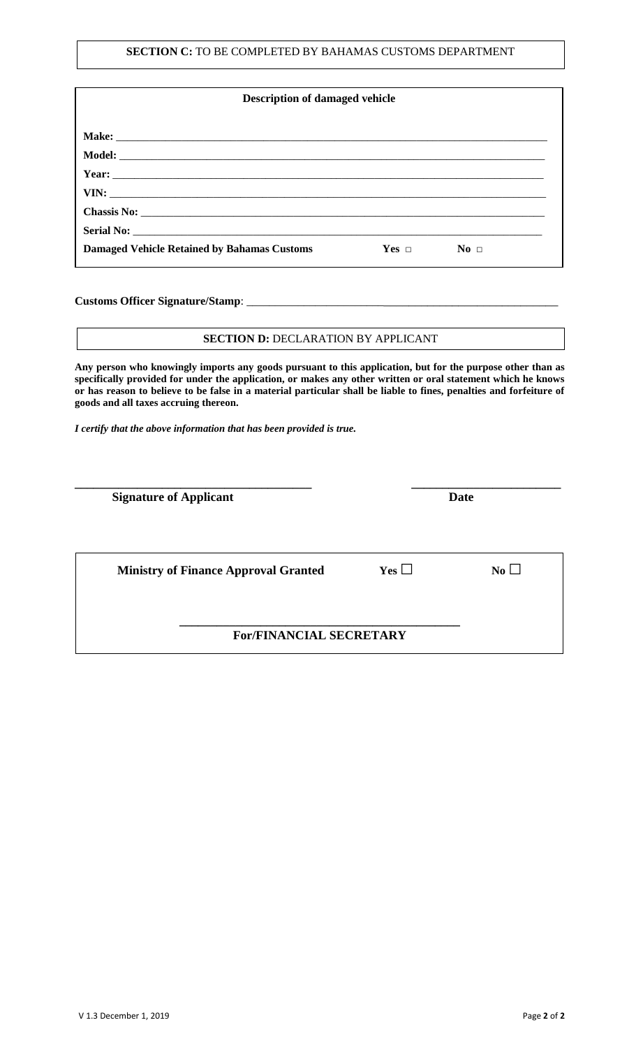**SECTION C:** TO BE COMPLETED BY BAHAMAS CUSTOMS DEPARTMENT

**Description of damaged vehicle**

**Make:** ________________________________________________________________

**Model:** ________________________________________________________________

**Year:** ________________________________________________________________

**VIN:** ________________________________________________________________

**Chassis No:** ________________________________________________________________

**Serial No:** ________________________________________________________________

**Damaged Vehicle Retained by Bahamas Customs** **Yes** □ **No** □

**Customs Officer Signature/Stamp**: ________________________________________________________

**SECTION D:** DECLARATION BY APPLICANT

**Any person who knowingly imports any goods pursuant to this application, but for the purpose other than as specifically provided for under the application, or makes any other written or oral statement which he knows or has reason to believe to be false in a material particular shall be liable to fines, penalties and forfeiture of goods and all taxes accruing thereon.**

***I certify that the above information that has been provided is true.***

________________________________________ ________________________

**Signature of Applicant** **Date**

**Ministry of Finance Approval Granted** **Yes** ☐ **No** ☐

________________________________________

**For/FINANCIAL SECRETARY**

V 1.3 December 1, 2019